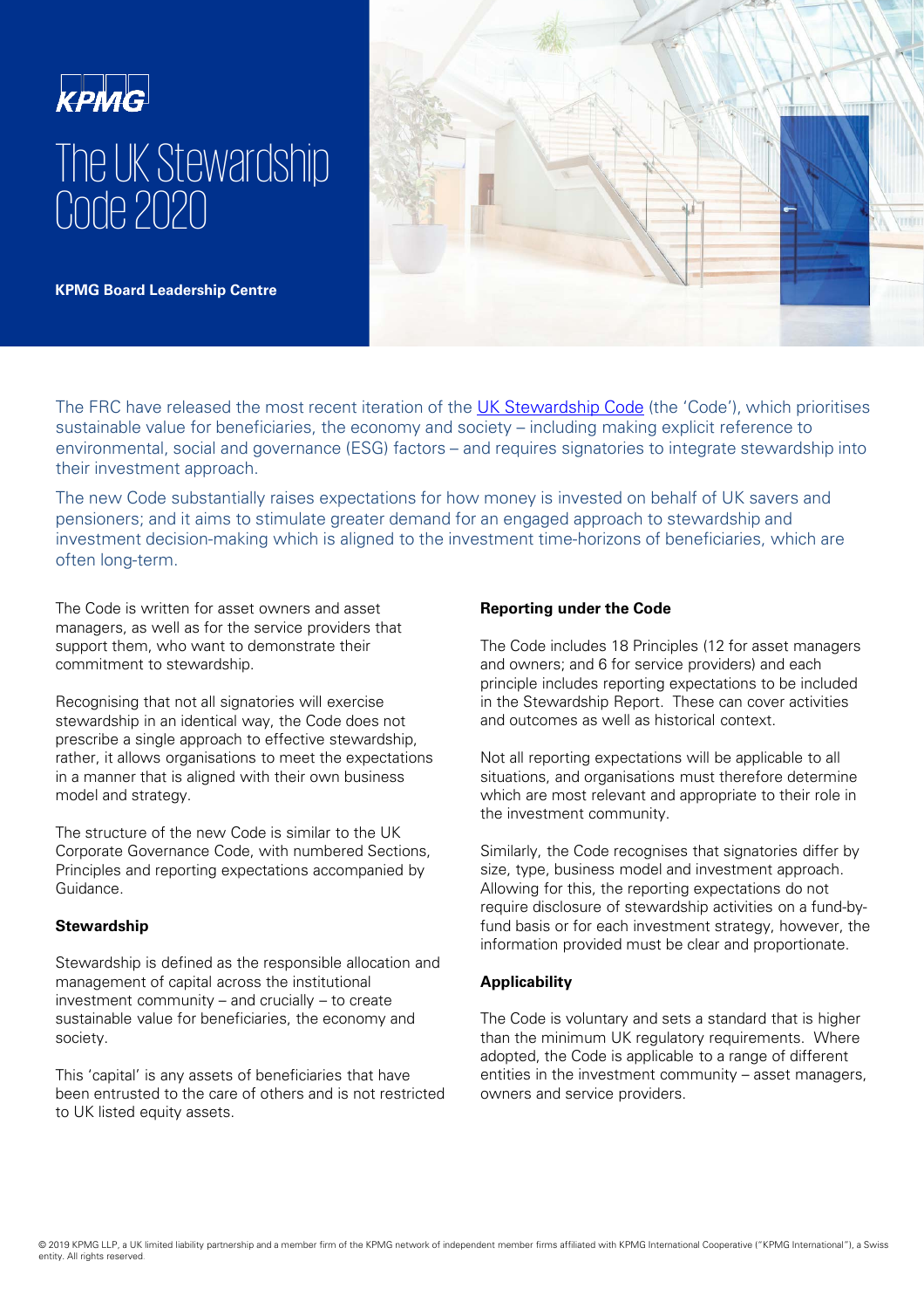KPMG

# The UK Stewardship Code 2020

**KPMG Board Leadership Centre**

The FRC have released the most recent iteration of the UK Stewardship Code (the 'Code'), which prioritises sustainable value for beneficiaries, the economy and society – including making explicit reference to environmental, social and governance (ESG) factors – and requires signatories to integrate stewardship into their investment approach.

The new Code substantially raises expectations for how money is invested on behalf of UK savers and pensioners; and it aims to stimulate greater demand for an engaged approach to stewardship and investment decision-making which is aligned to the investment time-horizons of beneficiaries, which are often long-term.

The Code is written for asset owners and asset managers, as well as for the service providers that support them, who want to demonstrate their commitment to stewardship.

Recognising that not all signatories will exercise stewardship in an identical way, the Code does not prescribe a single approach to effective stewardship, rather, it allows organisations to meet the expectations in a manner that is aligned with their own business model and strategy.

The structure of the new Code is similar to the UK Corporate Governance Code, with numbered Sections, Principles and reporting expectations accompanied by Guidance.

### Stewardship

Stewardship is defined as the responsible allocation and management of capital across the institutional investment community – and crucially – to create sustainable value for beneficiaries, the economy and society.

This 'capital' is any assets of beneficiaries that have been entrusted to the care of others and is not restricted to UK listed equity assets.

### Reporting under the Code

The Code includes 18 Principles (12 for asset managers and owners; and 6 for service providers) and each principle includes reporting expectations to be included in the Stewardship Report. These can cover activities and outcomes as well as historical context.

Not all reporting expectations will be applicable to all situations, and organisations must therefore determine which are most relevant and appropriate to their role in the investment community.

Similarly, the Code recognises that signatories differ by size, type, business model and investment approach. Allowing for this, the reporting expectations do not require disclosure of stewardship activities on a fund-by-fund basis or for each investment strategy, however, the information provided must be clear and proportionate.

### Applicability

The Code is voluntary and sets a standard that is higher than the minimum UK regulatory requirements. Where adopted, the Code is applicable to a range of different entities in the investment community – asset managers, owners and service providers.

© 2019 KPMG LLP, a UK limited liability partnership and a member firm of the KPMG network of independent member firms affiliated with KPMG International Cooperative ("KPMG International"), a Swiss entity. All rights reserved.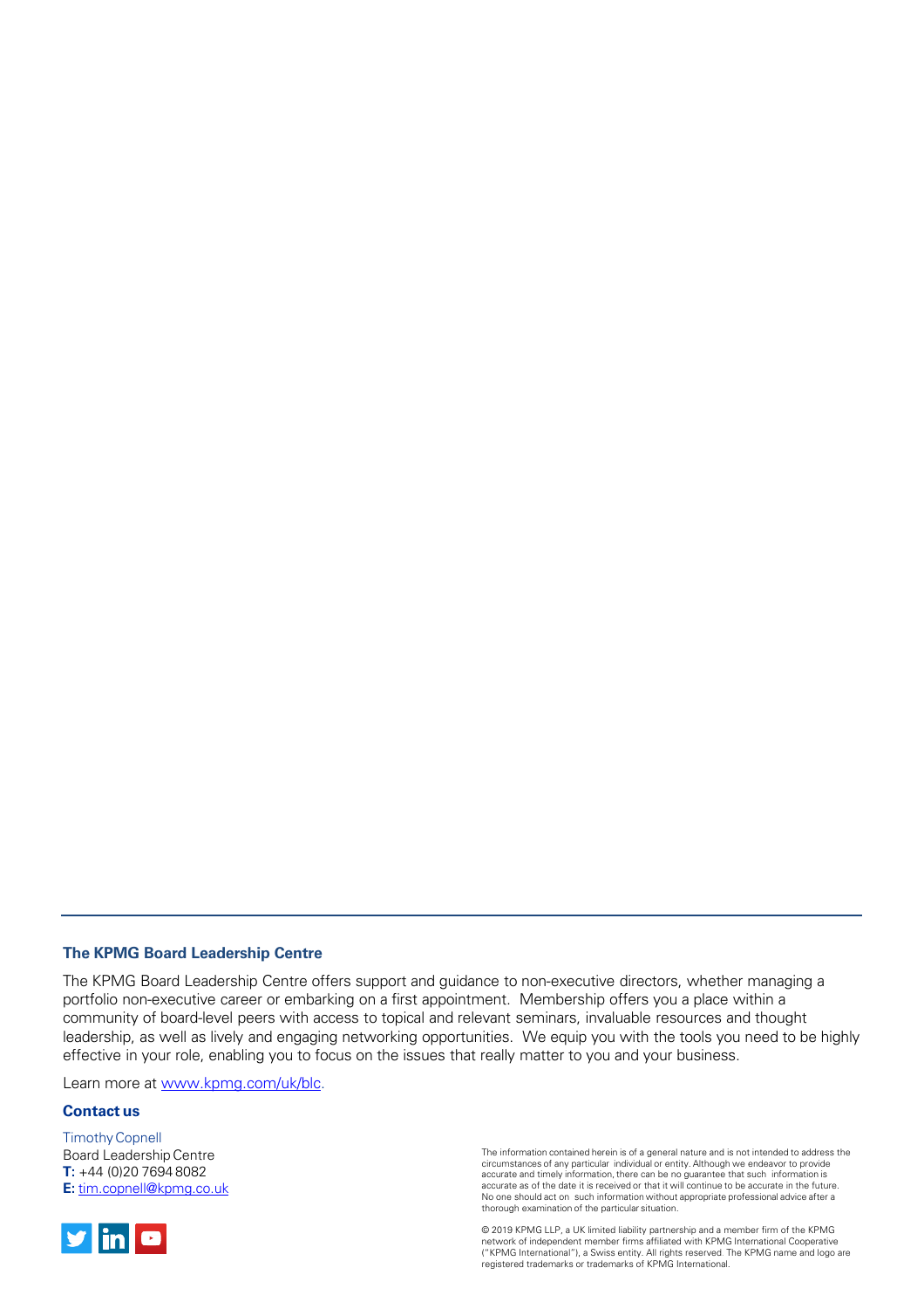### The KPMG Board Leadership Centre

The KPMG Board Leadership Centre offers support and guidance to non-executive directors, whether managing a portfolio non-executive career or embarking on a first appointment. Membership offers you a place within a community of board-level peers with access to topical and relevant seminars, invaluable resources and thought leadership, as well as lively and engaging networking opportunities. We equip you with the tools you need to be highly effective in your role, enabling you to focus on the issues that really matter to you and your business.

Learn more at www.kpmg.com/uk/blc.

### Contact us

Timothy Copnell
Board Leadership Centre
**T:** +44 (0)20 7694 8082
**E:** tim.copnell@kpmg.co.uk

The information contained herein is of a general nature and is not intended to address the circumstances of any particular individual or entity. Although we endeavor to provide accurate and timely information, there can be no guarantee that such information is accurate as of the date it is received or that it will continue to be accurate in the future. No one should act on such information without appropriate professional advice after a thorough examination of the particular situation.

© 2019 KPMG LLP, a UK limited liability partnership and a member firm of the KPMG network of independent member firms affiliated with KPMG International Cooperative ("KPMG International"), a Swiss entity. All rights reserved. The KPMG name and logo are registered trademarks or trademarks of KPMG International.